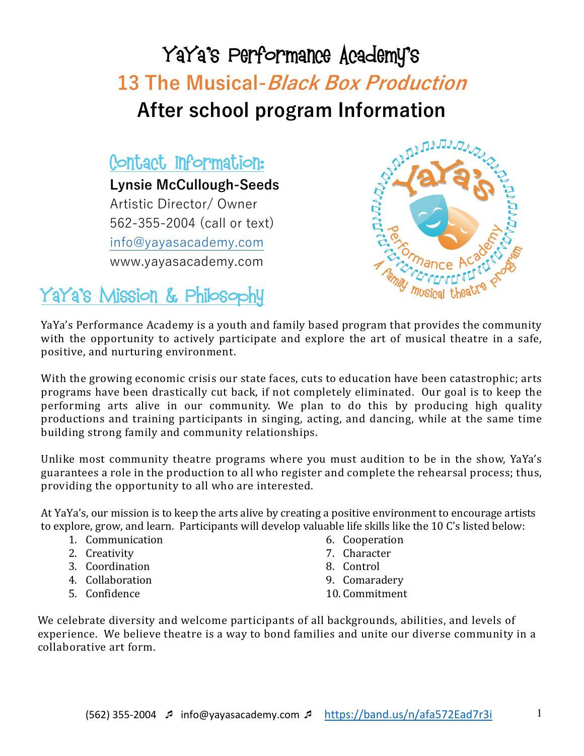# YaYa's Performance Academy's

# 13 The Musical-*Black Box Production*

# After school program Information

## Contact Information:

**Lynsie McCullough-Seeds**
Artistic Director/ Owner
562-355-2004 (call or text)
info@yayasacademy.com
www.yayasacademy.com

## YaYa's Mission & Philosophy

YaYa's Performance Academy is a youth and family based program that provides the community with the opportunity to actively participate and explore the art of musical theatre in a safe, positive, and nurturing environment.

With the growing economic crisis our state faces, cuts to education have been catastrophic; arts programs have been drastically cut back, if not completely eliminated. Our goal is to keep the performing arts alive in our community. We plan to do this by producing high quality productions and training participants in singing, acting, and dancing, while at the same time building strong family and community relationships.

Unlike most community theatre programs where you must audition to be in the show, YaYa's guarantees a role in the production to all who register and complete the rehearsal process; thus, providing the opportunity to all who are interested.

At YaYa's, our mission is to keep the arts alive by creating a positive environment to encourage artists to explore, grow, and learn. Participants will develop valuable life skills like the 10 C's listed below:

1. Communication
2. Creativity
3. Coordination
4. Collaboration
5. Confidence
6. Cooperation
7. Character
8. Control
9. Comaradery
10. Commitment

We celebrate diversity and welcome participants of all backgrounds, abilities, and levels of experience. We believe theatre is a way to bond families and unite our diverse community in a collaborative art form.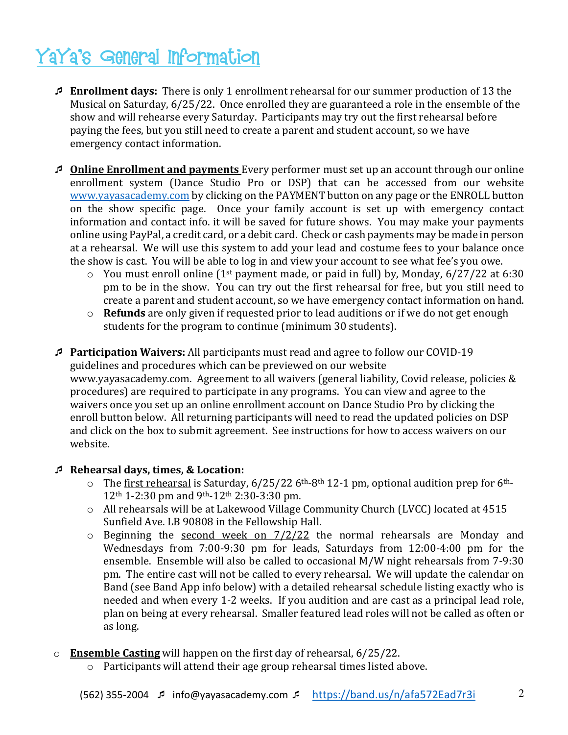# YaYa's General Information

- **Enrollment days:** There is only 1 enrollment rehearsal for our summer production of 13 the Musical on Saturday, 6/25/22. Once enrolled they are guaranteed a role in the ensemble of the show and will rehearse every Saturday. Participants may try out the first rehearsal before paying the fees, but you still need to create a parent and student account, so we have emergency contact information.

- **Online Enrollment and payments** Every performer must set up an account through our online enrollment system (Dance Studio Pro or DSP) that can be accessed from our website www.yayasacademy.com by clicking on the PAYMENT button on any page or the ENROLL button on the show specific page. Once your family account is set up with emergency contact information and contact info. it will be saved for future shows. You may make your payments online using PayPal, a credit card, or a debit card. Check or cash payments may be made in person at a rehearsal. We will use this system to add your lead and costume fees to your balance once the show is cast. You will be able to log in and view your account to see what fee's you owe.
  - You must enroll online (1st payment made, or paid in full) by, Monday, 6/27/22 at 6:30 pm to be in the show. You can try out the first rehearsal for free, but you still need to create a parent and student account, so we have emergency contact information on hand.
  - **Refunds** are only given if requested prior to lead auditions or if we do not get enough students for the program to continue (minimum 30 students).

- **Participation Waivers:** All participants must read and agree to follow our COVID-19 guidelines and procedures which can be previewed on our website www.yayasacademy.com. Agreement to all waivers (general liability, Covid release, policies & procedures) are required to participate in any programs. You can view and agree to the waivers once you set up an online enrollment account on Dance Studio Pro by clicking the enroll button below. All returning participants will need to read the updated policies on DSP and click on the box to submit agreement. See instructions for how to access waivers on our website.

- **Rehearsal days, times, & Location:**
  - The first rehearsal is Saturday, 6/25/22 6th-8th 12-1 pm, optional audition prep for 6th-12th 1-2:30 pm and 9th-12th 2:30-3:30 pm.
  - All rehearsals will be at Lakewood Village Community Church (LVCC) located at 4515 Sunfield Ave. LB 90808 in the Fellowship Hall.
  - Beginning the second week on 7/2/22 the normal rehearsals are Monday and Wednesdays from 7:00-9:30 pm for leads, Saturdays from 12:00-4:00 pm for the ensemble. Ensemble will also be called to occasional M/W night rehearsals from 7-9:30 pm. The entire cast will not be called to every rehearsal. We will update the calendar on Band (see Band App info below) with a detailed rehearsal schedule listing exactly who is needed and when every 1-2 weeks. If you audition and are cast as a principal lead role, plan on being at every rehearsal. Smaller featured lead roles will not be called as often or as long.

- **Ensemble Casting** will happen on the first day of rehearsal, 6/25/22.
  - Participants will attend their age group rehearsal times listed above.

(562) 355-2004 ♬ info@yayasacademy.com ♬ https://band.us/n/afa572Ead7r3i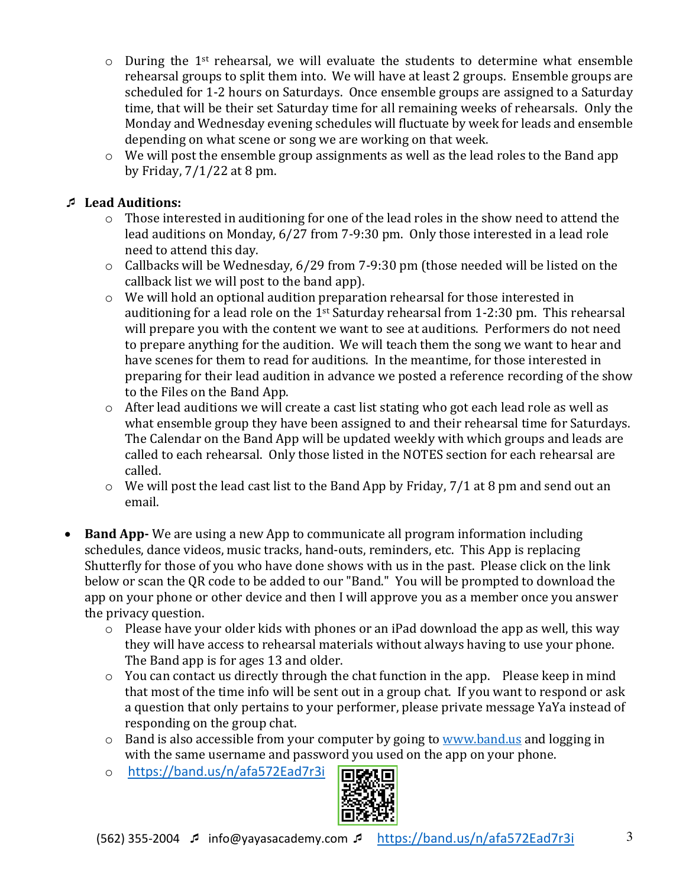- During the 1st rehearsal, we will evaluate the students to determine what ensemble rehearsal groups to split them into. We will have at least 2 groups. Ensemble groups are scheduled for 1-2 hours on Saturdays. Once ensemble groups are assigned to a Saturday time, that will be their set Saturday time for all remaining weeks of rehearsals. Only the Monday and Wednesday evening schedules will fluctuate by week for leads and ensemble depending on what scene or song we are working on that week.
- We will post the ensemble group assignments as well as the lead roles to the Band app by Friday, 7/1/22 at 8 pm.

♬ **Lead Auditions:**

- Those interested in auditioning for one of the lead roles in the show need to attend the lead auditions on Monday, 6/27 from 7-9:30 pm. Only those interested in a lead role need to attend this day.
- Callbacks will be Wednesday, 6/29 from 7-9:30 pm (those needed will be listed on the callback list we will post to the band app).
- We will hold an optional audition preparation rehearsal for those interested in auditioning for a lead role on the 1st Saturday rehearsal from 1-2:30 pm. This rehearsal will prepare you with the content we want to see at auditions. Performers do not need to prepare anything for the audition. We will teach them the song we want to hear and have scenes for them to read for auditions. In the meantime, for those interested in preparing for their lead audition in advance we posted a reference recording of the show to the Files on the Band App.
- After lead auditions we will create a cast list stating who got each lead role as well as what ensemble group they have been assigned to and their rehearsal time for Saturdays. The Calendar on the Band App will be updated weekly with which groups and leads are called to each rehearsal. Only those listed in the NOTES section for each rehearsal are called.
- We will post the lead cast list to the Band App by Friday, 7/1 at 8 pm and send out an email.

- **Band App-** We are using a new App to communicate all program information including schedules, dance videos, music tracks, hand-outs, reminders, etc. This App is replacing Shutterfly for those of you who have done shows with us in the past. Please click on the link below or scan the QR code to be added to our "Band." You will be prompted to download the app on your phone or other device and then I will approve you as a member once you answer the privacy question.
  - Please have your older kids with phones or an iPad download the app as well, this way they will have access to rehearsal materials without always having to use your phone. The Band app is for ages 13 and older.
  - You can contact us directly through the chat function in the app. Please keep in mind that most of the time info will be sent out in a group chat. If you want to respond or ask a question that only pertains to your performer, please private message YaYa instead of responding on the group chat.
  - Band is also accessible from your computer by going to [www.band.us](http://www.band.us) and logging in with the same username and password you used on the app on your phone.
  - [https://band.us/n/afa572Ead7r3i](https://band.us/n/afa572Ead7r3i)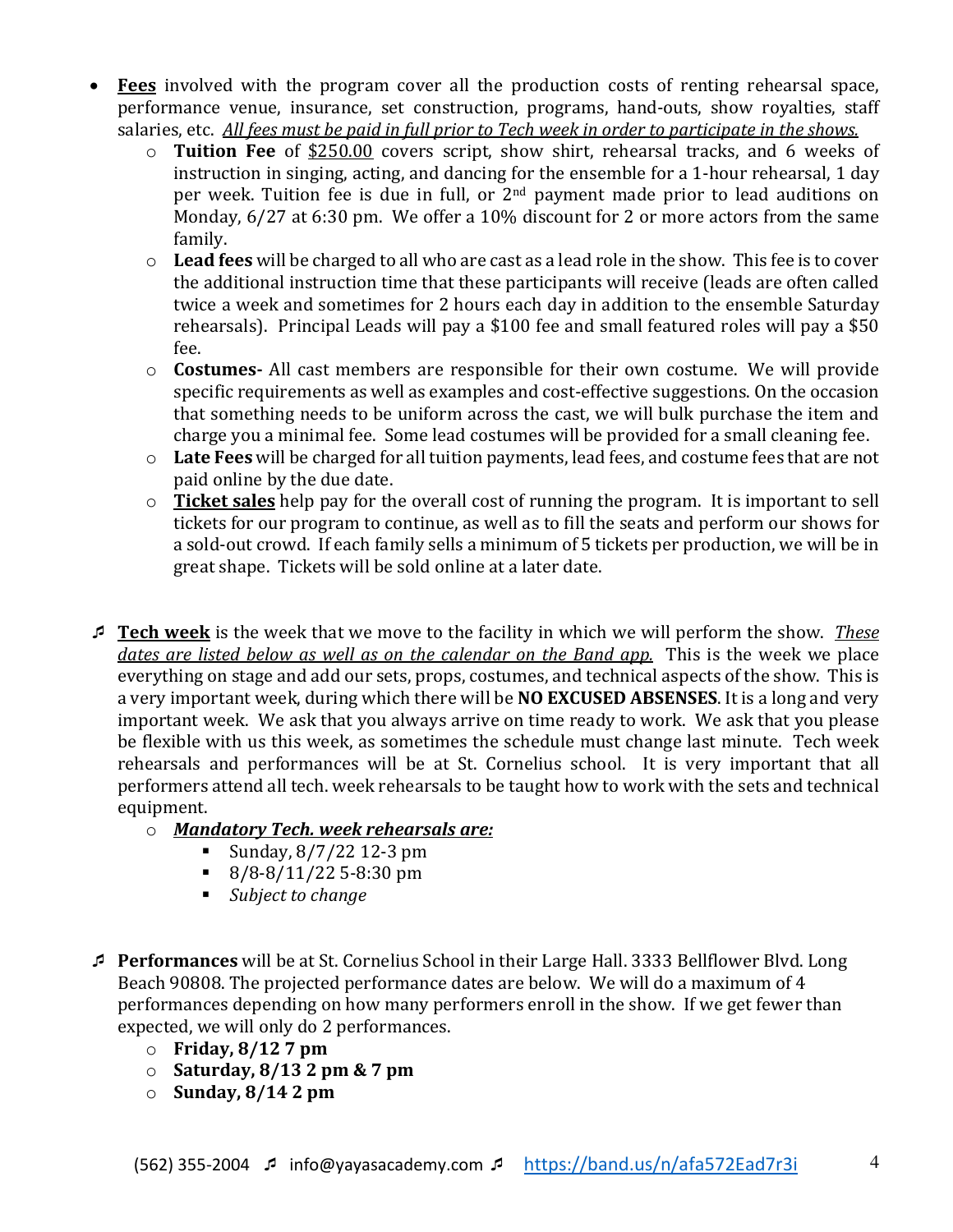- **<u>Fees</u>** involved with the program cover all the production costs of renting rehearsal space, performance venue, insurance, set construction, programs, hand-outs, show royalties, staff salaries, etc. *<u>All fees must be paid in full prior to Tech week in order to participate in the shows.</u>*
    - **Tuition Fee** of <u>$250.00</u> covers script, show shirt, rehearsal tracks, and 6 weeks of instruction in singing, acting, and dancing for the ensemble for a 1-hour rehearsal, 1 day per week. Tuition fee is due in full, or 2nd payment made prior to lead auditions on Monday, 6/27 at 6:30 pm. We offer a 10% discount for 2 or more actors from the same family.
    - **Lead fees** will be charged to all who are cast as a lead role in the show. This fee is to cover the additional instruction time that these participants will receive (leads are often called twice a week and sometimes for 2 hours each day in addition to the ensemble Saturday rehearsals). Principal Leads will pay a $100 fee and small featured roles will pay a $50 fee.
    - **Costumes-** All cast members are responsible for their own costume. We will provide specific requirements as well as examples and cost-effective suggestions. On the occasion that something needs to be uniform across the cast, we will bulk purchase the item and charge you a minimal fee. Some lead costumes will be provided for a small cleaning fee.
    - **Late Fees** will be charged for all tuition payments, lead fees, and costume fees that are not paid online by the due date.
    - **<u>Ticket sales</u>** help pay for the overall cost of running the program. It is important to sell tickets for our program to continue, as well as to fill the seats and perform our shows for a sold-out crowd. If each family sells a minimum of 5 tickets per production, we will be in great shape. Tickets will be sold online at a later date.

- **<u>Tech week</u>** is the week that we move to the facility in which we will perform the show. *<u>These dates are listed below as well as on the calendar on the Band app.</u>* This is the week we place everything on stage and add our sets, props, costumes, and technical aspects of the show. This is a very important week, during which there will be **NO EXCUSED ABSENSES**. It is a long and very important week. We ask that you always arrive on time ready to work. We ask that you please be flexible with us this week, as sometimes the schedule must change last minute. Tech week rehearsals and performances will be at St. Cornelius school. It is very important that all performers attend all tech. week rehearsals to be taught how to work with the sets and technical equipment.
    - ***<u>Mandatory Tech. week rehearsals are:</u>***
        - Sunday, 8/7/22 12-3 pm
        - 8/8-8/11/22 5-8:30 pm
        - *Subject to change*

- **Performances** will be at St. Cornelius School in their Large Hall. 3333 Bellflower Blvd. Long Beach 90808. The projected performance dates are below. We will do a maximum of 4 performances depending on how many performers enroll in the show. If we get fewer than expected, we will only do 2 performances.
    - **Friday, 8/12 7 pm**
    - **Saturday, 8/13 2 pm & 7 pm**
    - **Sunday, 8/14 2 pm**

(562) 355-2004 ♬ info@yayasacademy.com ♬ https://band.us/n/afa572Ead7r3i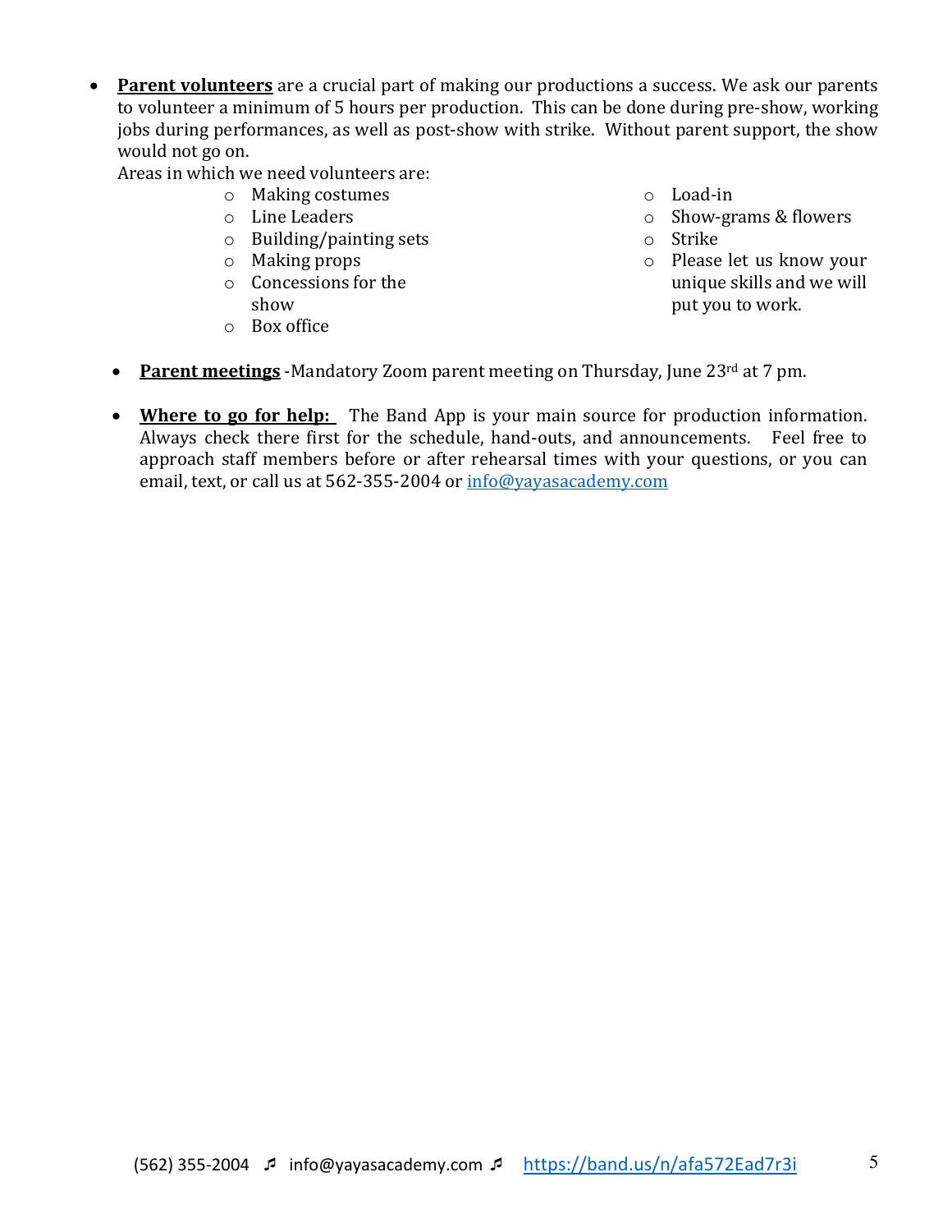- **<u>Parent volunteers</u>** are a crucial part of making our productions a success. We ask our parents to volunteer a minimum of 5 hours per production. This can be done during pre-show, working jobs during performances, as well as post-show with strike. Without parent support, the show would not go on.

  Areas in which we need volunteers are:
  - Making costumes
  - Line Leaders
  - Building/painting sets
  - Making props
  - Concessions for the show
  - Box office
  - Load-in
  - Show-grams & flowers
  - Strike
  - Please let us know your unique skills and we will put you to work.

- **<u>Parent meetings</u>** -Mandatory Zoom parent meeting on Thursday, June 23rd at 7 pm.

- **<u>Where to go for help:</u>** The Band App is your main source for production information. Always check there first for the schedule, hand-outs, and announcements. Feel free to approach staff members before or after rehearsal times with your questions, or you can email, text, or call us at 562-355-2004 or [info@yayasacademy.com](mailto:info@yayasacademy.com)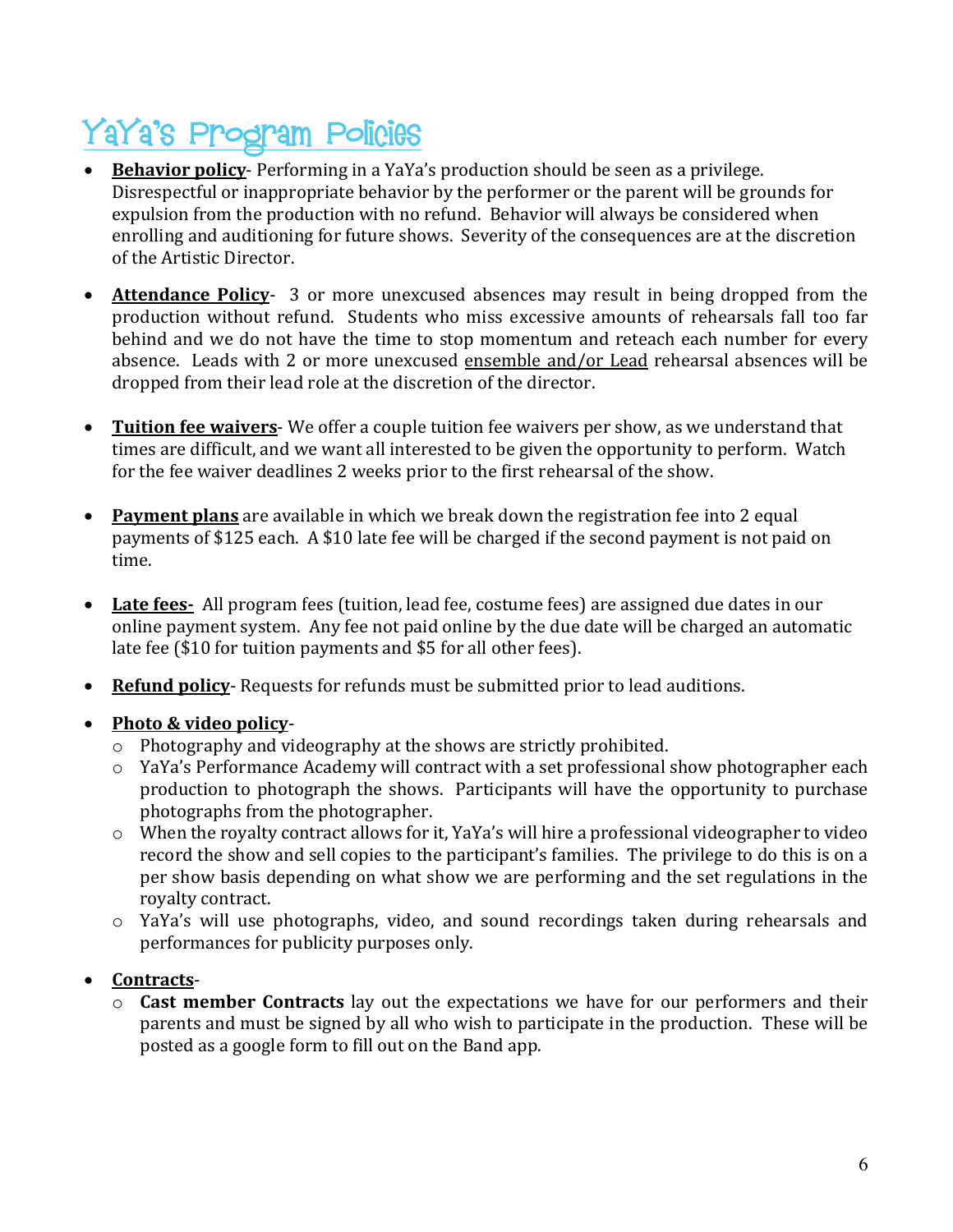# YaYa's Program Policies

- **Behavior policy**- Performing in a YaYa's production should be seen as a privilege. Disrespectful or inappropriate behavior by the performer or the parent will be grounds for expulsion from the production with no refund. Behavior will always be considered when enrolling and auditioning for future shows. Severity of the consequences are at the discretion of the Artistic Director.

- **Attendance Policy**- 3 or more unexcused absences may result in being dropped from the production without refund. Students who miss excessive amounts of rehearsals fall too far behind and we do not have the time to stop momentum and reteach each number for every absence. Leads with 2 or more unexcused ensemble and/or Lead rehearsal absences will be dropped from their lead role at the discretion of the director.

- **Tuition fee waivers**- We offer a couple tuition fee waivers per show, as we understand that times are difficult, and we want all interested to be given the opportunity to perform. Watch for the fee waiver deadlines 2 weeks prior to the first rehearsal of the show.

- **Payment plans** are available in which we break down the registration fee into 2 equal payments of $125 each. A $10 late fee will be charged if the second payment is not paid on time.

- **Late fees-** All program fees (tuition, lead fee, costume fees) are assigned due dates in our online payment system. Any fee not paid online by the due date will be charged an automatic late fee ($10 for tuition payments and $5 for all other fees).

- **Refund policy**- Requests for refunds must be submitted prior to lead auditions.

- **Photo & video policy**-
  - Photography and videography at the shows are strictly prohibited.
  - YaYa's Performance Academy will contract with a set professional show photographer each production to photograph the shows. Participants will have the opportunity to purchase photographs from the photographer.
  - When the royalty contract allows for it, YaYa's will hire a professional videographer to video record the show and sell copies to the participant's families. The privilege to do this is on a per show basis depending on what show we are performing and the set regulations in the royalty contract.
  - YaYa's will use photographs, video, and sound recordings taken during rehearsals and performances for publicity purposes only.

- **Contracts**-
  - **Cast member Contracts** lay out the expectations we have for our performers and their parents and must be signed by all who wish to participate in the production. These will be posted as a google form to fill out on the Band app.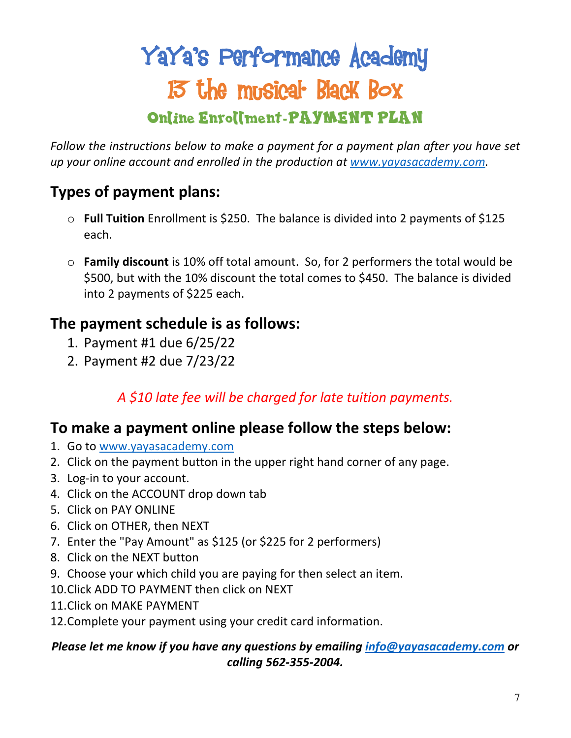# YaYa's Performance Academy

## 13 the musical- Black Box

### Online Enrollment-PAYMENT PLAN

*Follow the instructions below to make a payment for a payment plan after you have set up your online account and enrolled in the production at [www.yayasacademy.com](http://www.yayasacademy.com).*

## Types of payment plans:

- **Full Tuition** Enrollment is $250. The balance is divided into 2 payments of $125 each.
- **Family discount** is 10% off total amount. So, for 2 performers the total would be $500, but with the 10% discount the total comes to $450. The balance is divided into 2 payments of $225 each.

## The payment schedule is as follows:

1. Payment #1 due 6/25/22
2. Payment #2 due 7/23/22

*A $10 late fee will be charged for late tuition payments.*

## To make a payment online please follow the steps below:

1. Go to [www.yayasacademy.com](http://www.yayasacademy.com)
2. Click on the payment button in the upper right hand corner of any page.
3. Log-in to your account.
4. Click on the ACCOUNT drop down tab
5. Click on PAY ONLINE
6. Click on OTHER, then NEXT
7. Enter the "Pay Amount" as $125 (or $225 for 2 performers)
8. Click on the NEXT button
9. Choose your which child you are paying for then select an item.
10. Click ADD TO PAYMENT then click on NEXT
11. Click on MAKE PAYMENT
12. Complete your payment using your credit card information.

***Please let me know if you have any questions by emailing [info@yayasacademy.com](mailto:info@yayasacademy.com) or calling 562-355-2004.***